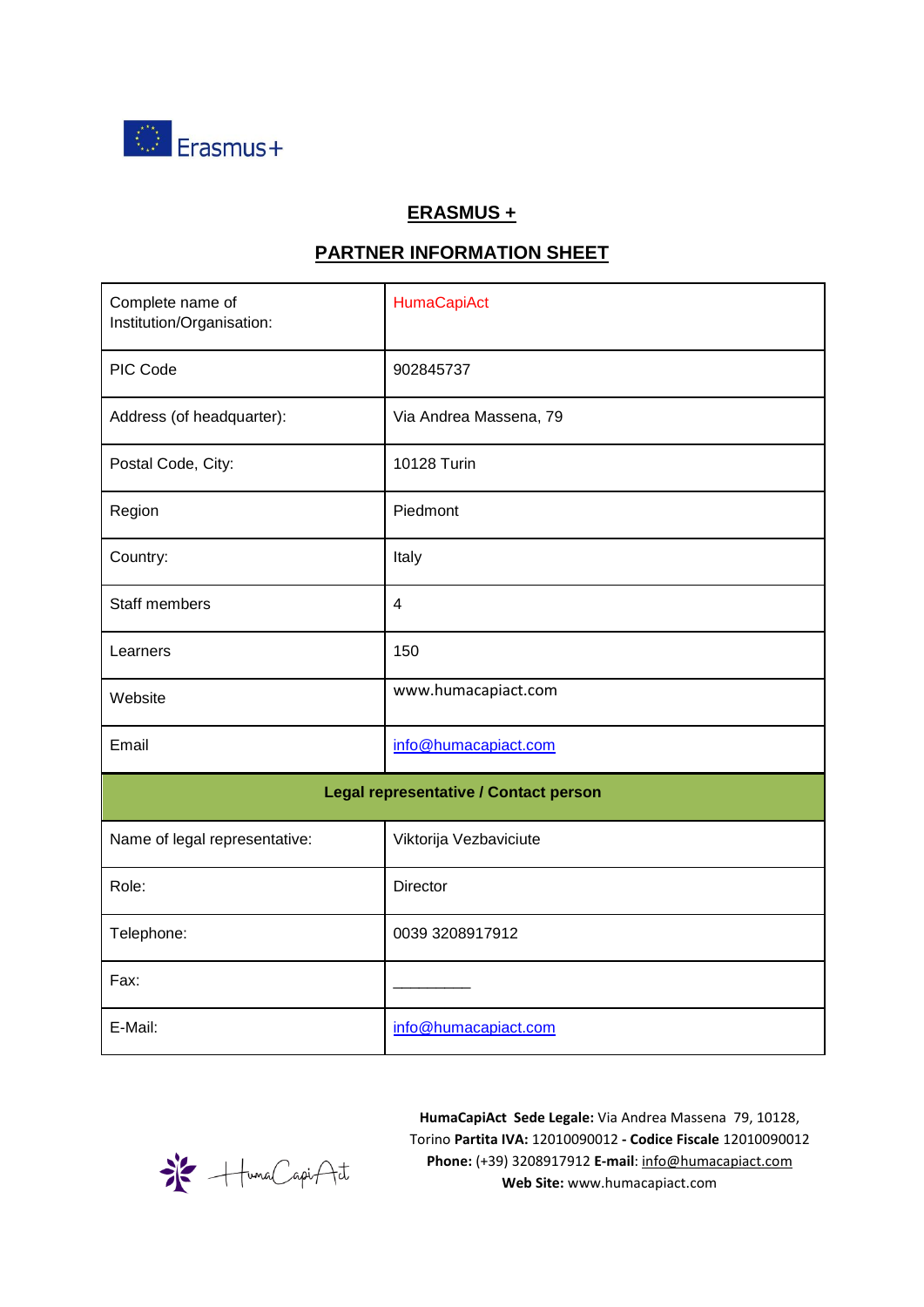## ERASMUS +

## PARTNER INFORMATION SHEET

| | |
|---|---|
| Complete name of Institution/Organisation: | HumaCapiAct |
| PIC Code | 902845737 |
| Address (of headquarter): | Via Andrea Massena, 79 |
| Postal Code, City: | 10128 Turin |
| Region | Piedmont |
| Country: | Italy |
| Staff members | 4 |
| Learners | 150 |
| Website | www.humacapiact.com |
| Email | info@humacapiact.com |
| **Legal representative / Contact person** | |
| Name of legal representative: | Viktorija Vezbaviciute |
| Role: | Director |
| Telephone: | 0039 3208917912 |
| Fax: | _________ |
| E-Mail: | info@humacapiact.com |

**HumaCapiAct Sede Legale:** Via Andrea Massena 79, 10128, Torino **Partita IVA:** 12010090012 **- Codice Fiscale** 12010090012 **Phone:** (+39) 3208917912 **E-mail**: info@humacapiact.com **Web Site:** www.humacapiact.com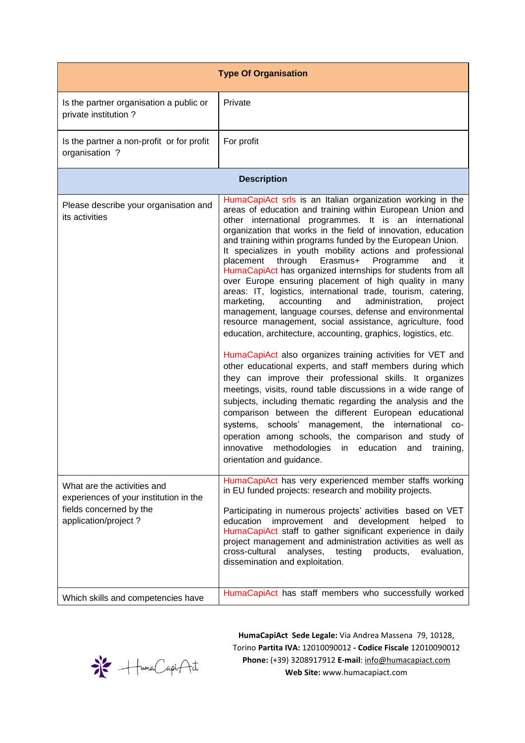| Type Of Organisation | |
|---|---|
| Is the partner organisation a public or private institution ? | Private |
| Is the partner a non-profit or for profit organisation ? | For profit |
| **Description** | |
| Please describe your organisation and its activities | HumaCapiAct srls is an Italian organization working in the areas of education and training within European Union and other international programmes. It is an international organization that works in the field of innovation, education and training within programs funded by the European Union. It specializes in youth mobility actions and professional placement through Erasmus+ Programme and it HumaCapiAct has organized internships for students from all over Europe ensuring placement of high quality in many areas: IT, logistics, international trade, tourism, catering, marketing, accounting and administration, project management, language courses, defense and environmental resource management, social assistance, agriculture, food education, architecture, accounting, graphics, logistics, etc.<br><br>HumaCapiAct also organizes training activities for VET and other educational experts, and staff members during which they can improve their professional skills. It organizes meetings, visits, round table discussions in a wide range of subjects, including thematic regarding the analysis and the comparison between the different European educational systems, schools' management, the international co-operation among schools, the comparison and study of innovative methodologies in education and training, orientation and guidance. |
| What are the activities and experiences of your institution in the fields concerned by the application/project ? | HumaCapiAct has very experienced member staffs working in EU funded projects: research and mobility projects.<br><br>Participating in numerous projects' activities based on VET education improvement and development helped to HumaCapiAct staff to gather significant experience in daily project management and administration activities as well as cross-cultural analyses, testing products, evaluation, dissemination and exploitation. |
| Which skills and competencies have | HumaCapiAct has staff members who successfully worked |

**HumaCapiAct Sede Legale:** Via Andrea Massena 79, 10128, Torino **Partita IVA:** 12010090012 **- Codice Fiscale** 12010090012 **Phone:** (+39) 3208917912 **E-mail**: info@humacapiact.com **Web Site:** www.humacapiact.com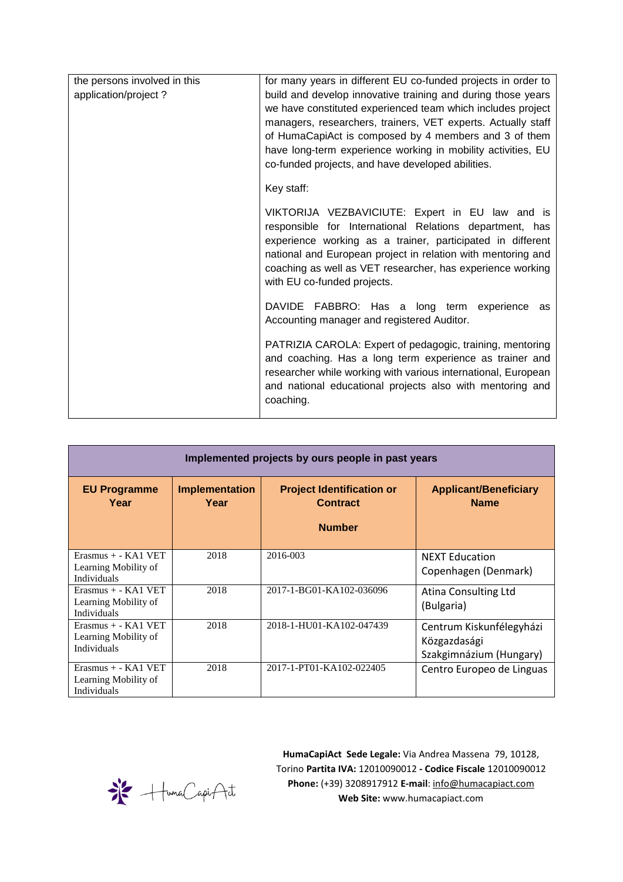| the persons involved in this application/project ? | for many years in different EU co-funded projects in order to build and develop innovative training and during those years we have constituted experienced team which includes project managers, researchers, trainers, VET experts. Actually staff of HumaCapiAct is composed by 4 members and 3 of them have long-term experience working in mobility activities, EU co-funded projects, and have developed abilities.<br><br>Key staff:<br><br>VIKTORIJA VEZBAVICIUTE: Expert in EU law and is responsible for International Relations department, has experience working as a trainer, participated in different national and European project in relation with mentoring and coaching as well as VET researcher, has experience working with EU co-funded projects.<br><br>DAVIDE FABBRO: Has a long term experience as Accounting manager and registered Auditor.<br><br>PATRIZIA CAROLA: Expert of pedagogic, training, mentoring and coaching. Has a long term experience as trainer and researcher while working with various international, European and national educational projects also with mentoring and coaching. |
|---|---|

**Implemented projects by ours people in past years**

| EU Programme Year | Implementation Year | Project Identification or Contract Number | Applicant/Beneficiary Name |
|---|---|---|---|
| Erasmus + - KA1 VET Learning Mobility of Individuals | 2018 | 2016-003 | NEXT Education Copenhagen (Denmark) |
| Erasmus + - KA1 VET Learning Mobility of Individuals | 2018 | 2017-1-BG01-KA102-036096 | Atina Consulting Ltd (Bulgaria) |
| Erasmus + - KA1 VET Learning Mobility of Individuals | 2018 | 2018-1-HU01-KA102-047439 | Centrum Kiskunfélegyházi Közgazdasági Szakgimnázium (Hungary) |
| Erasmus + - KA1 VET Learning Mobility of Individuals | 2018 | 2017-1-PT01-KA102-022405 | Centro Europeo de Linguas |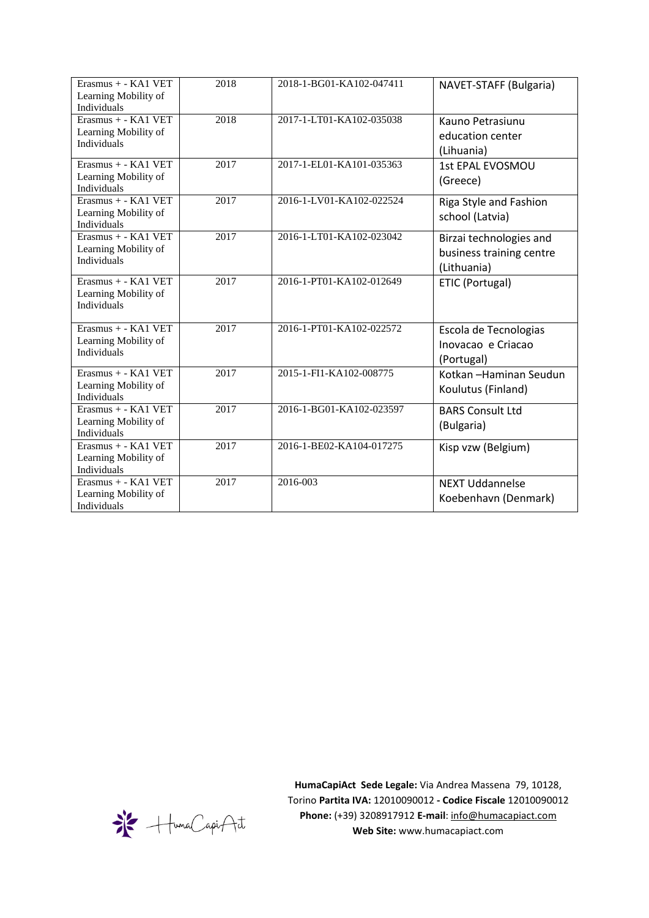| | | | |
|---|---|---|---|
| Erasmus + - KA1 VET Learning Mobility of Individuals | 2018 | 2018-1-BG01-KA102-047411 | NAVET-STAFF (Bulgaria) |
| Erasmus + - KA1 VET Learning Mobility of Individuals | 2018 | 2017-1-LT01-KA102-035038 | Kauno Petrasiunu education center (Lihuania) |
| Erasmus + - KA1 VET Learning Mobility of Individuals | 2017 | 2017-1-EL01-KA101-035363 | 1st EPAL EVOSMOU (Greece) |
| Erasmus + - KA1 VET Learning Mobility of Individuals | 2017 | 2016-1-LV01-KA102-022524 | Riga Style and Fashion school (Latvia) |
| Erasmus + - KA1 VET Learning Mobility of Individuals | 2017 | 2016-1-LT01-KA102-023042 | Birzai technologies and business training centre (Lithuania) |
| Erasmus + - KA1 VET Learning Mobility of Individuals | 2017 | 2016-1-PT01-KA102-012649 | ETIC (Portugal) |
| Erasmus + - KA1 VET Learning Mobility of Individuals | 2017 | 2016-1-PT01-KA102-022572 | Escola de Tecnologias Inovacao e Criacao (Portugal) |
| Erasmus + - KA1 VET Learning Mobility of Individuals | 2017 | 2015-1-FI1-KA102-008775 | Kotkan –Haminan Seudun Koulutus (Finland) |
| Erasmus + - KA1 VET Learning Mobility of Individuals | 2017 | 2016-1-BG01-KA102-023597 | BARS Consult Ltd (Bulgaria) |
| Erasmus + - KA1 VET Learning Mobility of Individuals | 2017 | 2016-1-BE02-KA104-017275 | Kisp vzw (Belgium) |
| Erasmus + - KA1 VET Learning Mobility of Individuals | 2017 | 2016-003 | NEXT Uddannelse Koebenhavn (Denmark) |